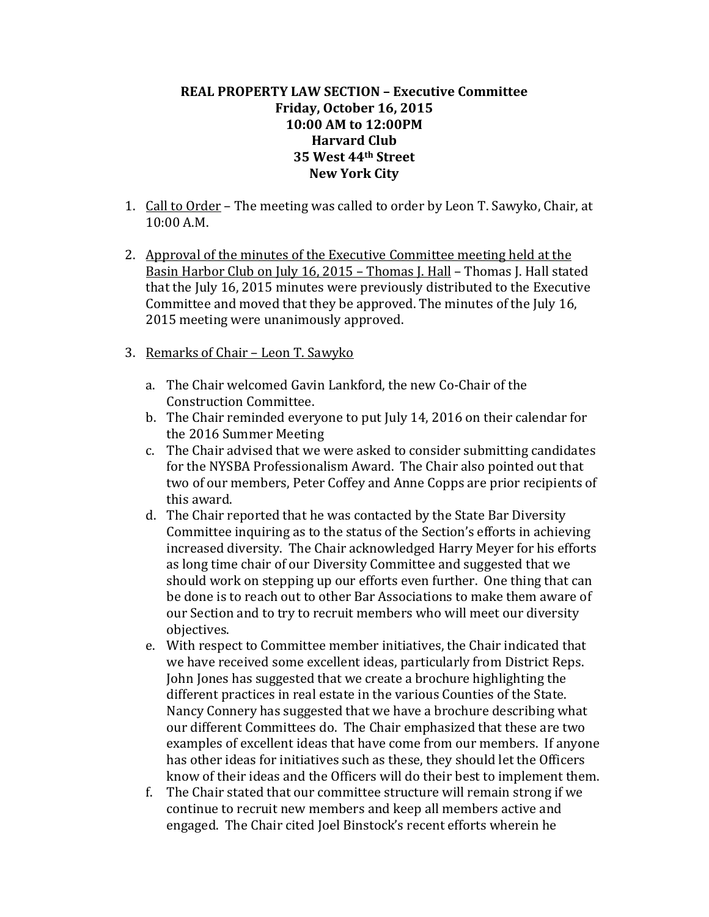**REAL PROPERTY LAW SECTION – Executive Committee**
**Friday, October 16, 2015**
**10:00 AM to 12:00PM**
**Harvard Club**
**35 West 44th Street**
**New York City**

1. Call to Order – The meeting was called to order by Leon T. Sawyko, Chair, at 10:00 A.M.

2. Approval of the minutes of the Executive Committee meeting held at the Basin Harbor Club on July 16, 2015 – Thomas J. Hall – Thomas J. Hall stated that the July 16, 2015 minutes were previously distributed to the Executive Committee and moved that they be approved. The minutes of the July 16, 2015 meeting were unanimously approved.

3. Remarks of Chair – Leon T. Sawyko

   a. The Chair welcomed Gavin Lankford, the new Co-Chair of the Construction Committee.
   b. The Chair reminded everyone to put July 14, 2016 on their calendar for the 2016 Summer Meeting
   c. The Chair advised that we were asked to consider submitting candidates for the NYSBA Professionalism Award. The Chair also pointed out that two of our members, Peter Coffey and Anne Copps are prior recipients of this award.
   d. The Chair reported that he was contacted by the State Bar Diversity Committee inquiring as to the status of the Section's efforts in achieving increased diversity. The Chair acknowledged Harry Meyer for his efforts as long time chair of our Diversity Committee and suggested that we should work on stepping up our efforts even further. One thing that can be done is to reach out to other Bar Associations to make them aware of our Section and to try to recruit members who will meet our diversity objectives.
   e. With respect to Committee member initiatives, the Chair indicated that we have received some excellent ideas, particularly from District Reps. John Jones has suggested that we create a brochure highlighting the different practices in real estate in the various Counties of the State. Nancy Connery has suggested that we have a brochure describing what our different Committees do. The Chair emphasized that these are two examples of excellent ideas that have come from our members. If anyone has other ideas for initiatives such as these, they should let the Officers know of their ideas and the Officers will do their best to implement them.
   f. The Chair stated that our committee structure will remain strong if we continue to recruit new members and keep all members active and engaged. The Chair cited Joel Binstock's recent efforts wherein he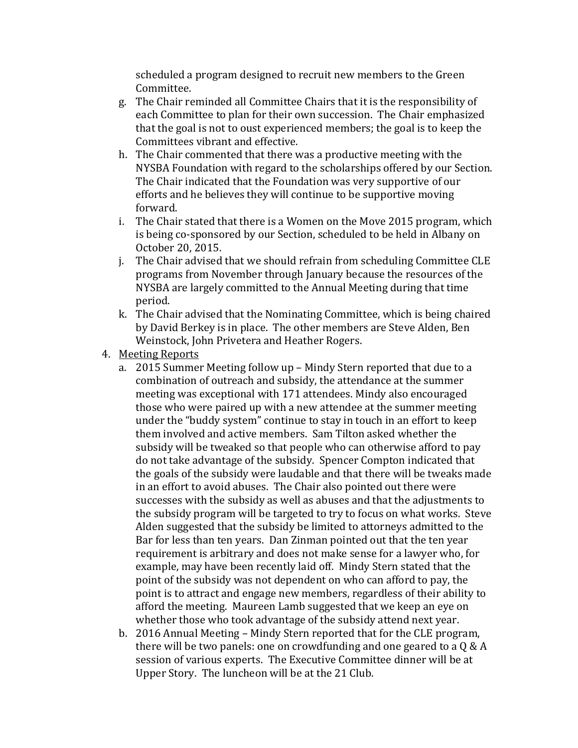scheduled a program designed to recruit new members to the Green Committee.

  g. The Chair reminded all Committee Chairs that it is the responsibility of each Committee to plan for their own succession. The Chair emphasized that the goal is not to oust experienced members; the goal is to keep the Committees vibrant and effective.
  h. The Chair commented that there was a productive meeting with the NYSBA Foundation with regard to the scholarships offered by our Section. The Chair indicated that the Foundation was very supportive of our efforts and he believes they will continue to be supportive moving forward.
  i. The Chair stated that there is a Women on the Move 2015 program, which is being co-sponsored by our Section, scheduled to be held in Albany on October 20, 2015.
  j. The Chair advised that we should refrain from scheduling Committee CLE programs from November through January because the resources of the NYSBA are largely committed to the Annual Meeting during that time period.
  k. The Chair advised that the Nominating Committee, which is being chaired by David Berkey is in place. The other members are Steve Alden, Ben Weinstock, John Privetera and Heather Rogers.

4. <u>Meeting Reports</u>
  a. 2015 Summer Meeting follow up – Mindy Stern reported that due to a combination of outreach and subsidy, the attendance at the summer meeting was exceptional with 171 attendees. Mindy also encouraged those who were paired up with a new attendee at the summer meeting under the "buddy system" continue to stay in touch in an effort to keep them involved and active members. Sam Tilton asked whether the subsidy will be tweaked so that people who can otherwise afford to pay do not take advantage of the subsidy. Spencer Compton indicated that the goals of the subsidy were laudable and that there will be tweaks made in an effort to avoid abuses. The Chair also pointed out there were successes with the subsidy as well as abuses and that the adjustments to the subsidy program will be targeted to try to focus on what works. Steve Alden suggested that the subsidy be limited to attorneys admitted to the Bar for less than ten years. Dan Zinman pointed out that the ten year requirement is arbitrary and does not make sense for a lawyer who, for example, may have been recently laid off. Mindy Stern stated that the point of the subsidy was not dependent on who can afford to pay, the point is to attract and engage new members, regardless of their ability to afford the meeting. Maureen Lamb suggested that we keep an eye on whether those who took advantage of the subsidy attend next year.
  b. 2016 Annual Meeting – Mindy Stern reported that for the CLE program, there will be two panels: one on crowdfunding and one geared to a Q & A session of various experts. The Executive Committee dinner will be at Upper Story. The luncheon will be at the 21 Club.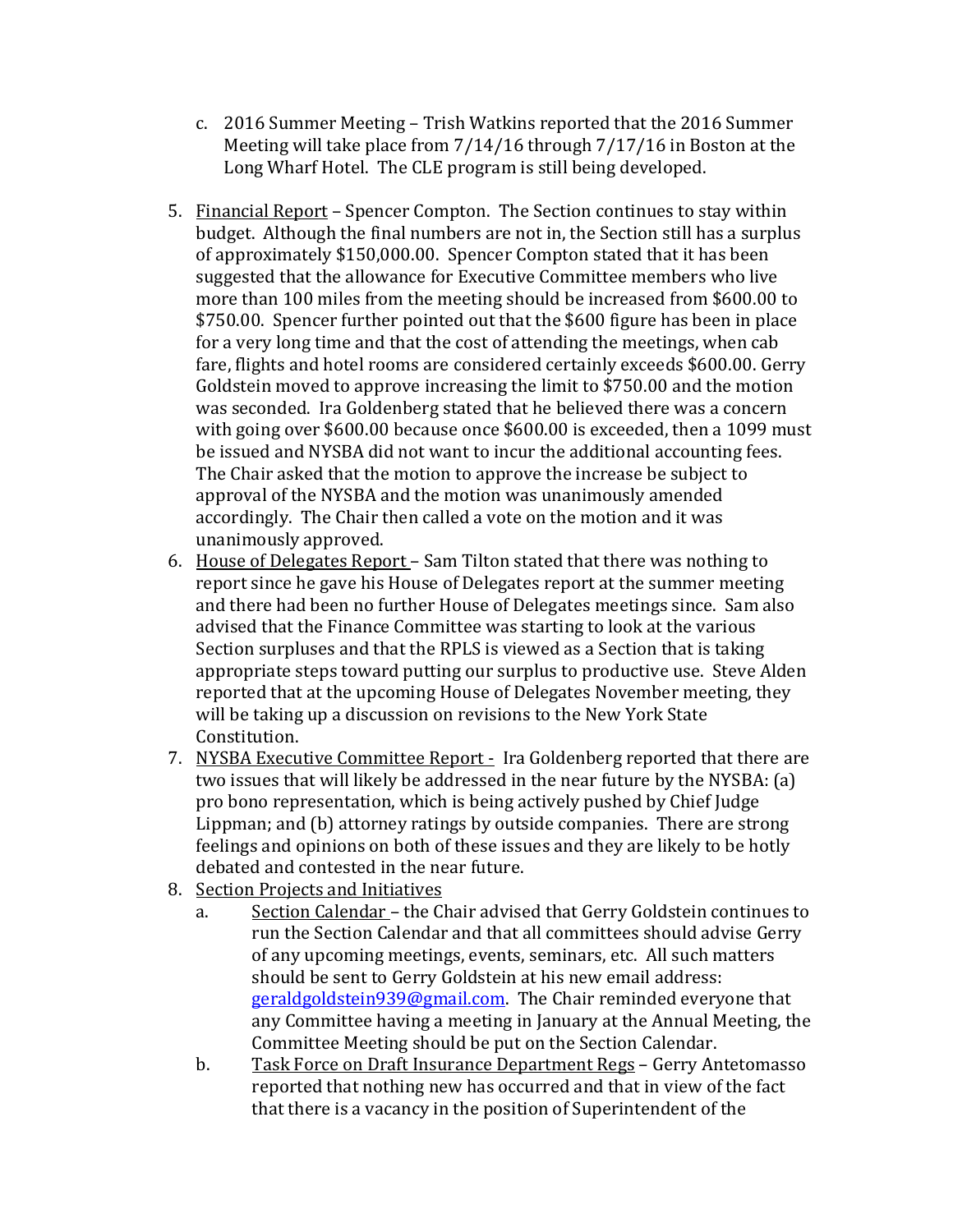c. 2016 Summer Meeting – Trish Watkins reported that the 2016 Summer Meeting will take place from 7/14/16 through 7/17/16 in Boston at the Long Wharf Hotel. The CLE program is still being developed.

5. <u>Financial Report</u> – Spencer Compton. The Section continues to stay within budget. Although the final numbers are not in, the Section still has a surplus of approximately $150,000.00. Spencer Compton stated that it has been suggested that the allowance for Executive Committee members who live more than 100 miles from the meeting should be increased from $600.00 to $750.00. Spencer further pointed out that the $600 figure has been in place for a very long time and that the cost of attending the meetings, when cab fare, flights and hotel rooms are considered certainly exceeds $600.00. Gerry Goldstein moved to approve increasing the limit to $750.00 and the motion was seconded. Ira Goldenberg stated that he believed there was a concern with going over $600.00 because once $600.00 is exceeded, then a 1099 must be issued and NYSBA did not want to incur the additional accounting fees. The Chair asked that the motion to approve the increase be subject to approval of the NYSBA and the motion was unanimously amended accordingly. The Chair then called a vote on the motion and it was unanimously approved.
6. <u>House of Delegates Report</u> – Sam Tilton stated that there was nothing to report since he gave his House of Delegates report at the summer meeting and there had been no further House of Delegates meetings since. Sam also advised that the Finance Committee was starting to look at the various Section surpluses and that the RPLS is viewed as a Section that is taking appropriate steps toward putting our surplus to productive use. Steve Alden reported that at the upcoming House of Delegates November meeting, they will be taking up a discussion on revisions to the New York State Constitution.
7. <u>NYSBA Executive Committee Report</u> - Ira Goldenberg reported that there are two issues that will likely be addressed in the near future by the NYSBA: (a) pro bono representation, which is being actively pushed by Chief Judge Lippman; and (b) attorney ratings by outside companies. There are strong feelings and opinions on both of these issues and they are likely to be hotly debated and contested in the near future.
8. <u>Section Projects and Initiatives</u>
   a. <u>Section Calendar</u> – the Chair advised that Gerry Goldstein continues to run the Section Calendar and that all committees should advise Gerry of any upcoming meetings, events, seminars, etc. All such matters should be sent to Gerry Goldstein at his new email address: geraldgoldstein939@gmail.com. The Chair reminded everyone that any Committee having a meeting in January at the Annual Meeting, the Committee Meeting should be put on the Section Calendar.
   b. <u>Task Force on Draft Insurance Department Regs</u> – Gerry Antetomasso reported that nothing new has occurred and that in view of the fact that there is a vacancy in the position of Superintendent of the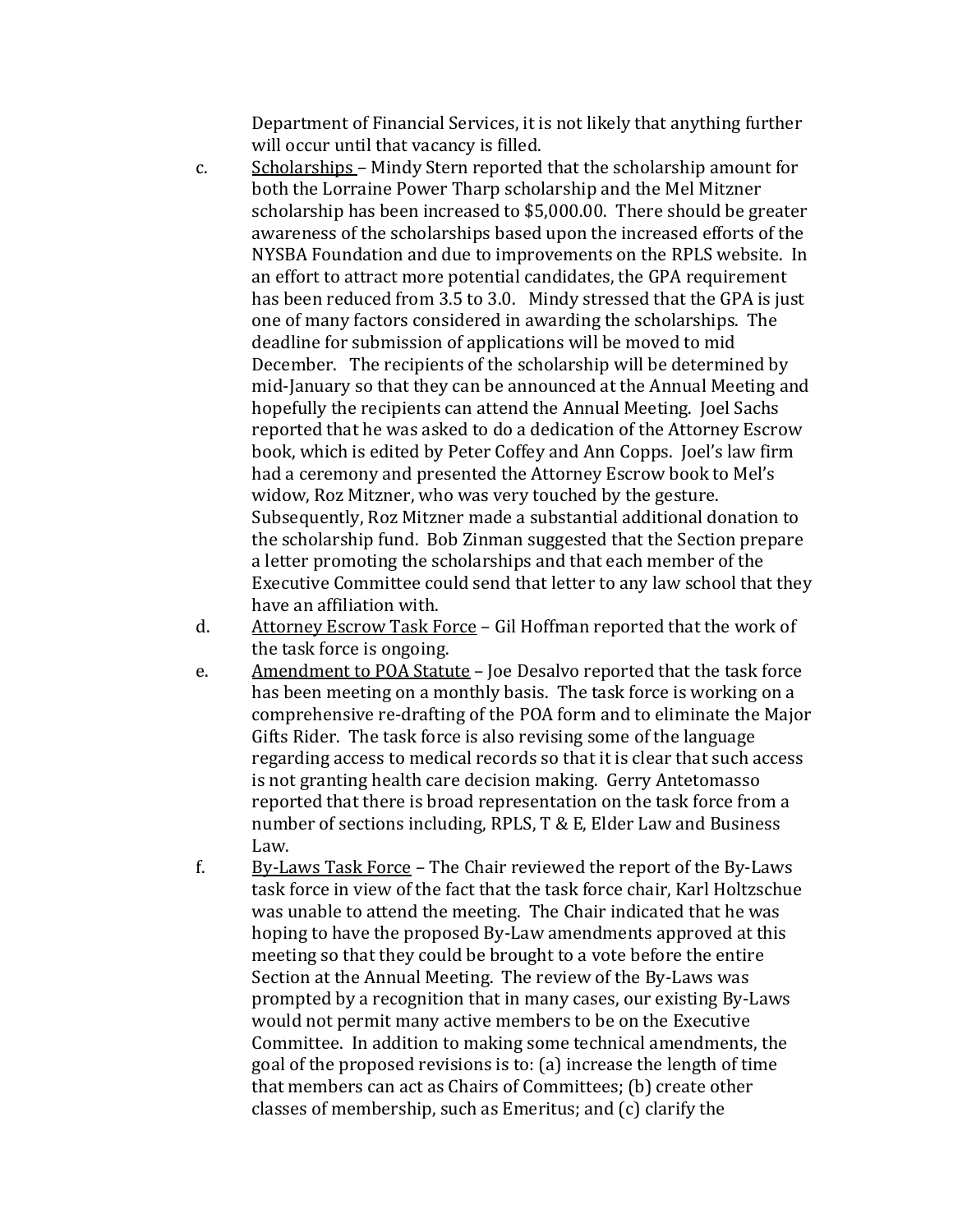Department of Financial Services, it is not likely that anything further will occur until that vacancy is filled.

c. Scholarships – Mindy Stern reported that the scholarship amount for both the Lorraine Power Tharp scholarship and the Mel Mitzner scholarship has been increased to $5,000.00. There should be greater awareness of the scholarships based upon the increased efforts of the NYSBA Foundation and due to improvements on the RPLS website. In an effort to attract more potential candidates, the GPA requirement has been reduced from 3.5 to 3.0. Mindy stressed that the GPA is just one of many factors considered in awarding the scholarships. The deadline for submission of applications will be moved to mid December. The recipients of the scholarship will be determined by mid-January so that they can be announced at the Annual Meeting and hopefully the recipients can attend the Annual Meeting. Joel Sachs reported that he was asked to do a dedication of the Attorney Escrow book, which is edited by Peter Coffey and Ann Copps. Joel's law firm had a ceremony and presented the Attorney Escrow book to Mel's widow, Roz Mitzner, who was very touched by the gesture. Subsequently, Roz Mitzner made a substantial additional donation to the scholarship fund. Bob Zinman suggested that the Section prepare a letter promoting the scholarships and that each member of the Executive Committee could send that letter to any law school that they have an affiliation with.

d. Attorney Escrow Task Force – Gil Hoffman reported that the work of the task force is ongoing.

e. Amendment to POA Statute – Joe Desalvo reported that the task force has been meeting on a monthly basis. The task force is working on a comprehensive re-drafting of the POA form and to eliminate the Major Gifts Rider. The task force is also revising some of the language regarding access to medical records so that it is clear that such access is not granting health care decision making. Gerry Antetomasso reported that there is broad representation on the task force from a number of sections including, RPLS, T & E, Elder Law and Business Law.

f. By-Laws Task Force – The Chair reviewed the report of the By-Laws task force in view of the fact that the task force chair, Karl Holtzschue was unable to attend the meeting. The Chair indicated that he was hoping to have the proposed By-Law amendments approved at this meeting so that they could be brought to a vote before the entire Section at the Annual Meeting. The review of the By-Laws was prompted by a recognition that in many cases, our existing By-Laws would not permit many active members to be on the Executive Committee. In addition to making some technical amendments, the goal of the proposed revisions is to: (a) increase the length of time that members can act as Chairs of Committees; (b) create other classes of membership, such as Emeritus; and (c) clarify the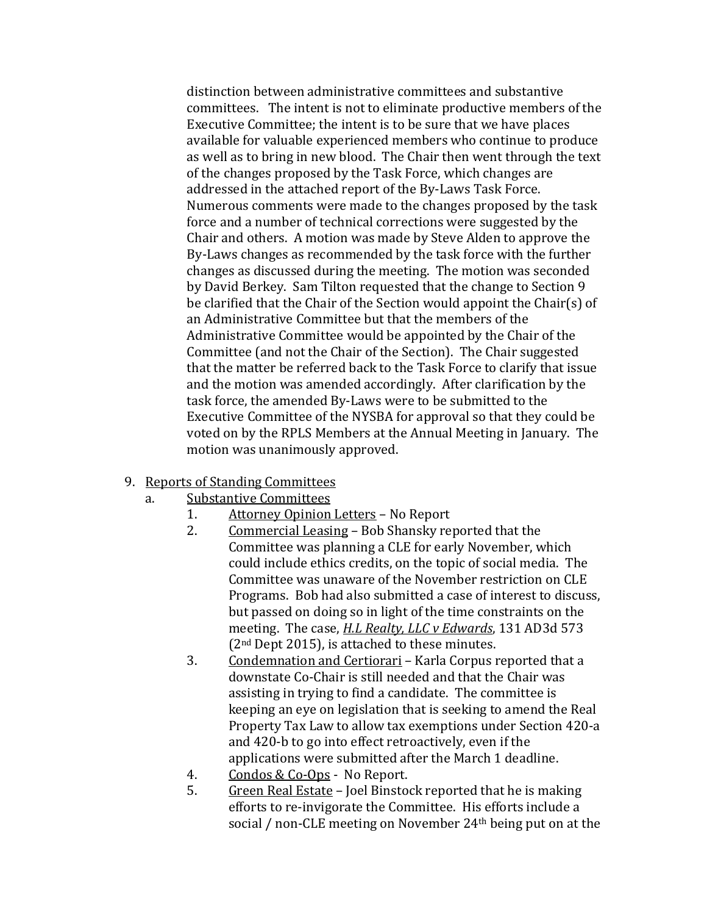distinction between administrative committees and substantive committees. The intent is not to eliminate productive members of the Executive Committee; the intent is to be sure that we have places available for valuable experienced members who continue to produce as well as to bring in new blood. The Chair then went through the text of the changes proposed by the Task Force, which changes are addressed in the attached report of the By-Laws Task Force. Numerous comments were made to the changes proposed by the task force and a number of technical corrections were suggested by the Chair and others. A motion was made by Steve Alden to approve the By-Laws changes as recommended by the task force with the further changes as discussed during the meeting. The motion was seconded by David Berkey. Sam Tilton requested that the change to Section 9 be clarified that the Chair of the Section would appoint the Chair(s) of an Administrative Committee but that the members of the Administrative Committee would be appointed by the Chair of the Committee (and not the Chair of the Section). The Chair suggested that the matter be referred back to the Task Force to clarify that issue and the motion was amended accordingly. After clarification by the task force, the amended By-Laws were to be submitted to the Executive Committee of the NYSBA for approval so that they could be voted on by the RPLS Members at the Annual Meeting in January. The motion was unanimously approved.

9. <u>Reports of Standing Committees</u>
   a. <u>Substantive Committees</u>
      1. <u>Attorney Opinion Letters</u> – No Report
      2. <u>Commercial Leasing</u> – Bob Shansky reported that the Committee was planning a CLE for early November, which could include ethics credits, on the topic of social media. The Committee was unaware of the November restriction on CLE Programs. Bob had also submitted a case of interest to discuss, but passed on doing so in light of the time constraints on the meeting. The case, <u>*H.L Realty, LLC v Edwards*</u>, 131 AD3d 573 (2nd Dept 2015), is attached to these minutes.
      3. <u>Condemnation and Certiorari</u> – Karla Corpus reported that a downstate Co-Chair is still needed and that the Chair was assisting in trying to find a candidate. The committee is keeping an eye on legislation that is seeking to amend the Real Property Tax Law to allow tax exemptions under Section 420-a and 420-b to go into effect retroactively, even if the applications were submitted after the March 1 deadline.
      4. <u>Condos & Co-Ops</u> - No Report.
      5. <u>Green Real Estate</u> – Joel Binstock reported that he is making efforts to re-invigorate the Committee. His efforts include a social / non-CLE meeting on November 24th being put on at the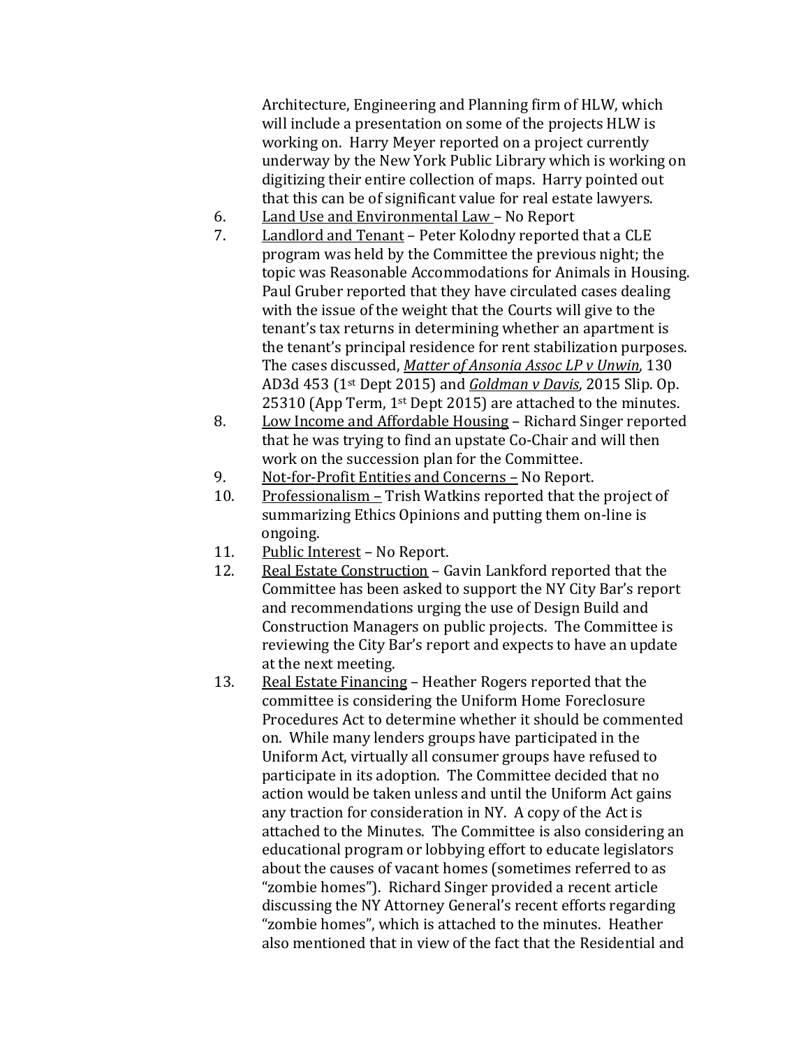Architecture, Engineering and Planning firm of HLW, which will include a presentation on some of the projects HLW is working on. Harry Meyer reported on a project currently underway by the New York Public Library which is working on digitizing their entire collection of maps. Harry pointed out that this can be of significant value for real estate lawyers.

6. Land Use and Environmental Law – No Report
7. Landlord and Tenant – Peter Kolodny reported that a CLE program was held by the Committee the previous night; the topic was Reasonable Accommodations for Animals in Housing. Paul Gruber reported that they have circulated cases dealing with the issue of the weight that the Courts will give to the tenant's tax returns in determining whether an apartment is the tenant's principal residence for rent stabilization purposes. The cases discussed, *Matter of Ansonia Assoc LP v Unwin*, 130 AD3d 453 (1st Dept 2015) and *Goldman v Davis*, 2015 Slip. Op. 25310 (App Term, 1st Dept 2015) are attached to the minutes.
8. Low Income and Affordable Housing – Richard Singer reported that he was trying to find an upstate Co-Chair and will then work on the succession plan for the Committee.
9. Not-for-Profit Entities and Concerns – No Report.
10. Professionalism – Trish Watkins reported that the project of summarizing Ethics Opinions and putting them on-line is ongoing.
11. Public Interest – No Report.
12. Real Estate Construction – Gavin Lankford reported that the Committee has been asked to support the NY City Bar's report and recommendations urging the use of Design Build and Construction Managers on public projects. The Committee is reviewing the City Bar's report and expects to have an update at the next meeting.
13. Real Estate Financing – Heather Rogers reported that the committee is considering the Uniform Home Foreclosure Procedures Act to determine whether it should be commented on. While many lenders groups have participated in the Uniform Act, virtually all consumer groups have refused to participate in its adoption. The Committee decided that no action would be taken unless and until the Uniform Act gains any traction for consideration in NY. A copy of the Act is attached to the Minutes. The Committee is also considering an educational program or lobbying effort to educate legislators about the causes of vacant homes (sometimes referred to as "zombie homes"). Richard Singer provided a recent article discussing the NY Attorney General's recent efforts regarding "zombie homes", which is attached to the minutes. Heather also mentioned that in view of the fact that the Residential and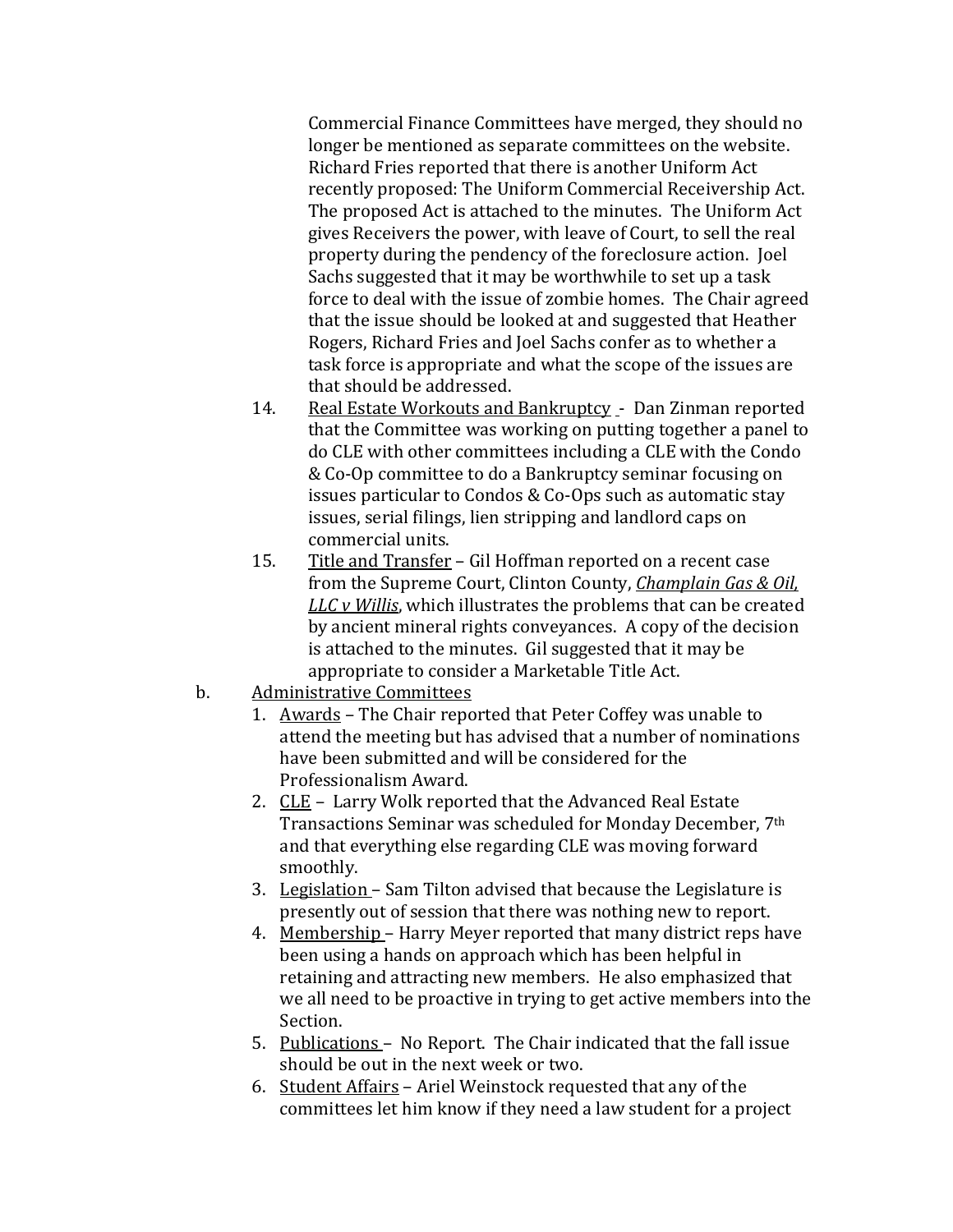Commercial Finance Committees have merged, they should no longer be mentioned as separate committees on the website. Richard Fries reported that there is another Uniform Act recently proposed: The Uniform Commercial Receivership Act. The proposed Act is attached to the minutes. The Uniform Act gives Receivers the power, with leave of Court, to sell the real property during the pendency of the foreclosure action. Joel Sachs suggested that it may be worthwhile to set up a task force to deal with the issue of zombie homes. The Chair agreed that the issue should be looked at and suggested that Heather Rogers, Richard Fries and Joel Sachs confer as to whether a task force is appropriate and what the scope of the issues are that should be addressed.

14. Real Estate Workouts and Bankruptcy - Dan Zinman reported that the Committee was working on putting together a panel to do CLE with other committees including a CLE with the Condo & Co-Op committee to do a Bankruptcy seminar focusing on issues particular to Condos & Co-Ops such as automatic stay issues, serial filings, lien stripping and landlord caps on commercial units.

15. Title and Transfer – Gil Hoffman reported on a recent case from the Supreme Court, Clinton County, *Champlain Gas & Oil, LLC v Willis*, which illustrates the problems that can be created by ancient mineral rights conveyances. A copy of the decision is attached to the minutes. Gil suggested that it may be appropriate to consider a Marketable Title Act.

b. Administrative Committees

1. Awards – The Chair reported that Peter Coffey was unable to attend the meeting but has advised that a number of nominations have been submitted and will be considered for the Professionalism Award.
2. CLE – Larry Wolk reported that the Advanced Real Estate Transactions Seminar was scheduled for Monday December, 7th and that everything else regarding CLE was moving forward smoothly.
3. Legislation – Sam Tilton advised that because the Legislature is presently out of session that there was nothing new to report.
4. Membership – Harry Meyer reported that many district reps have been using a hands on approach which has been helpful in retaining and attracting new members. He also emphasized that we all need to be proactive in trying to get active members into the Section.
5. Publications – No Report. The Chair indicated that the fall issue should be out in the next week or two.
6. Student Affairs – Ariel Weinstock requested that any of the committees let him know if they need a law student for a project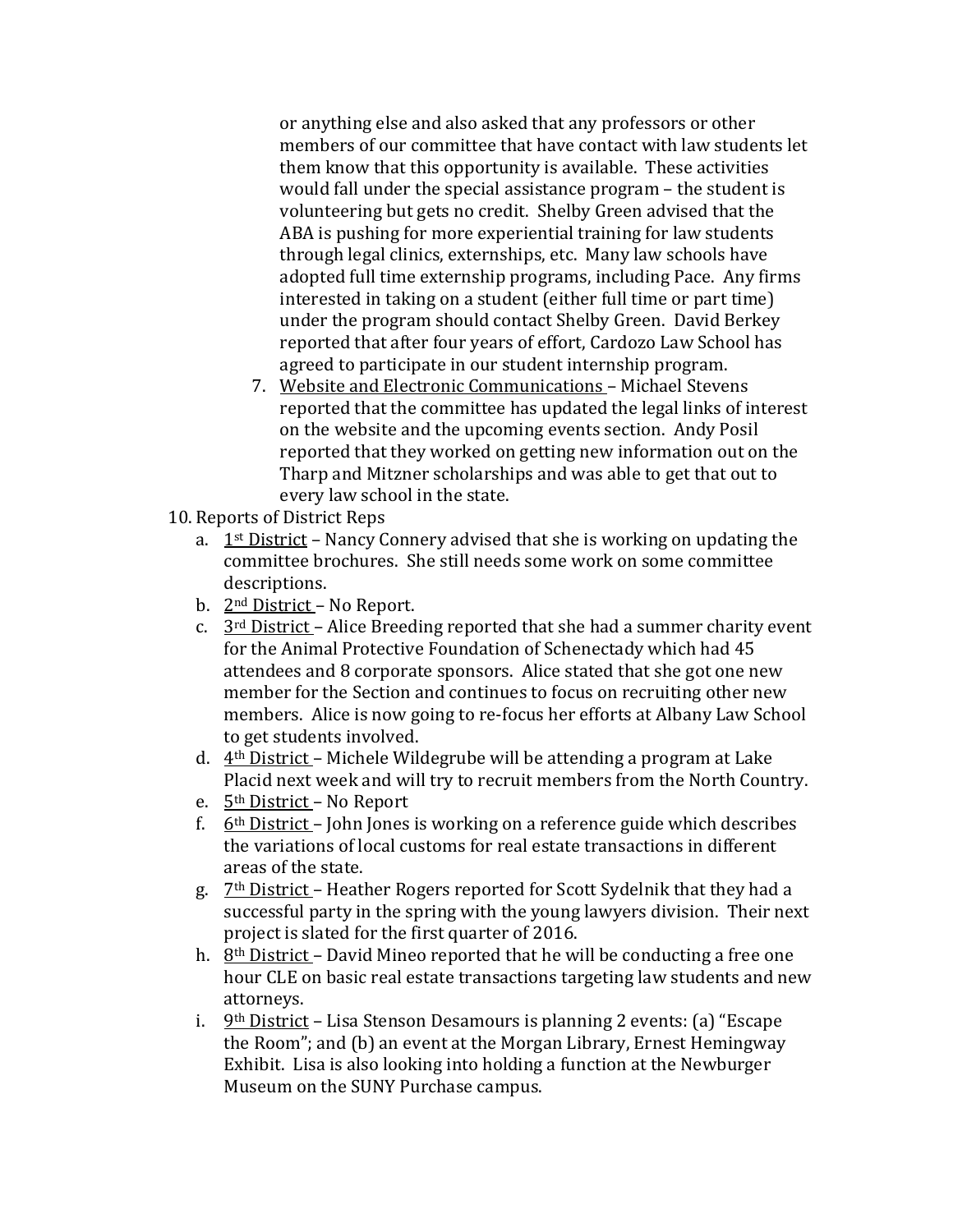or anything else and also asked that any professors or other members of our committee that have contact with law students let them know that this opportunity is available. These activities would fall under the special assistance program – the student is volunteering but gets no credit. Shelby Green advised that the ABA is pushing for more experiential training for law students through legal clinics, externships, etc. Many law schools have adopted full time externship programs, including Pace. Any firms interested in taking on a student (either full time or part time) under the program should contact Shelby Green. David Berkey reported that after four years of effort, Cardozo Law School has agreed to participate in our student internship program.

7. Website and Electronic Communications – Michael Stevens reported that the committee has updated the legal links of interest on the website and the upcoming events section. Andy Posil reported that they worked on getting new information out on the Tharp and Mitzner scholarships and was able to get that out to every law school in the state.

10. Reports of District Reps
    a. 1st District – Nancy Connery advised that she is working on updating the committee brochures. She still needs some work on some committee descriptions.
    b. 2nd District – No Report.
    c. 3rd District – Alice Breeding reported that she had a summer charity event for the Animal Protective Foundation of Schenectady which had 45 attendees and 8 corporate sponsors. Alice stated that she got one new member for the Section and continues to focus on recruiting other new members. Alice is now going to re-focus her efforts at Albany Law School to get students involved.
    d. 4th District – Michele Wildegrube will be attending a program at Lake Placid next week and will try to recruit members from the North Country.
    e. 5th District – No Report
    f. 6th District – John Jones is working on a reference guide which describes the variations of local customs for real estate transactions in different areas of the state.
    g. 7th District – Heather Rogers reported for Scott Sydelnik that they had a successful party in the spring with the young lawyers division. Their next project is slated for the first quarter of 2016.
    h. 8th District – David Mineo reported that he will be conducting a free one hour CLE on basic real estate transactions targeting law students and new attorneys.
    i. 9th District – Lisa Stenson Desamours is planning 2 events: (a) "Escape the Room"; and (b) an event at the Morgan Library, Ernest Hemingway Exhibit. Lisa is also looking into holding a function at the Newburger Museum on the SUNY Purchase campus.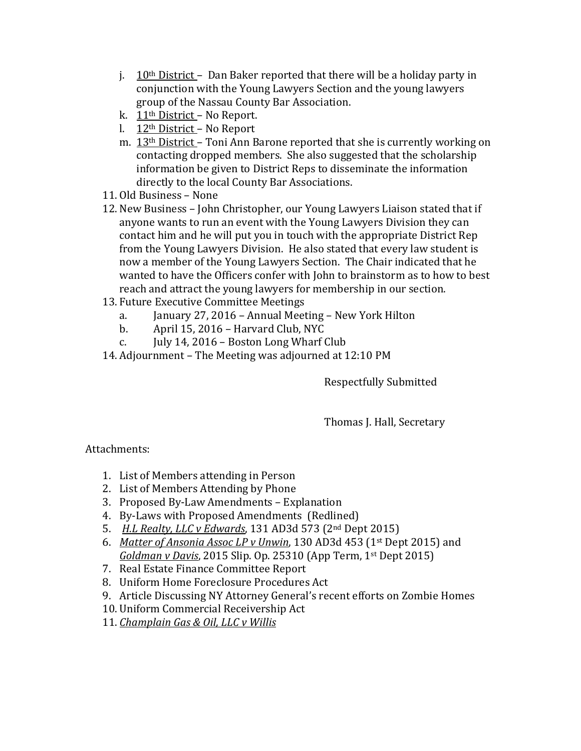j. <u>10th District</u> – Dan Baker reported that there will be a holiday party in conjunction with the Young Lawyers Section and the young lawyers group of the Nassau County Bar Association.

k. <u>11th District</u> – No Report.

l. <u>12th District</u> – No Report

m. <u>13th District</u> – Toni Ann Barone reported that she is currently working on contacting dropped members. She also suggested that the scholarship information be given to District Reps to disseminate the information directly to the local County Bar Associations.

11. Old Business – None
12. New Business – John Christopher, our Young Lawyers Liaison stated that if anyone wants to run an event with the Young Lawyers Division they can contact him and he will put you in touch with the appropriate District Rep from the Young Lawyers Division. He also stated that every law student is now a member of the Young Lawyers Section. The Chair indicated that he wanted to have the Officers confer with John to brainstorm as to how to best reach and attract the young lawyers for membership in our section.
13. Future Executive Committee Meetings
    a. January 27, 2016 – Annual Meeting – New York Hilton
    b. April 15, 2016 – Harvard Club, NYC
    c. July 14, 2016 – Boston Long Wharf Club
14. Adjournment – The Meeting was adjourned at 12:10 PM

Respectfully Submitted

Thomas J. Hall, Secretary

Attachments:

1. List of Members attending in Person
2. List of Members Attending by Phone
3. Proposed By-Law Amendments – Explanation
4. By-Laws with Proposed Amendments (Redlined)
5. *<u>H.L Realty, LLC v Edwards</u>*, 131 AD3d 573 (2nd Dept 2015)
6. *<u>Matter of Ansonia Assoc LP v Unwin</u>*, 130 AD3d 453 (1st Dept 2015) and *<u>Goldman v Davis</u>*, 2015 Slip. Op. 25310 (App Term, 1st Dept 2015)
7. Real Estate Finance Committee Report
8. Uniform Home Foreclosure Procedures Act
9. Article Discussing NY Attorney General's recent efforts on Zombie Homes
10. Uniform Commercial Receivership Act
11. *<u>Champlain Gas & Oil, LLC v Willis</u>*